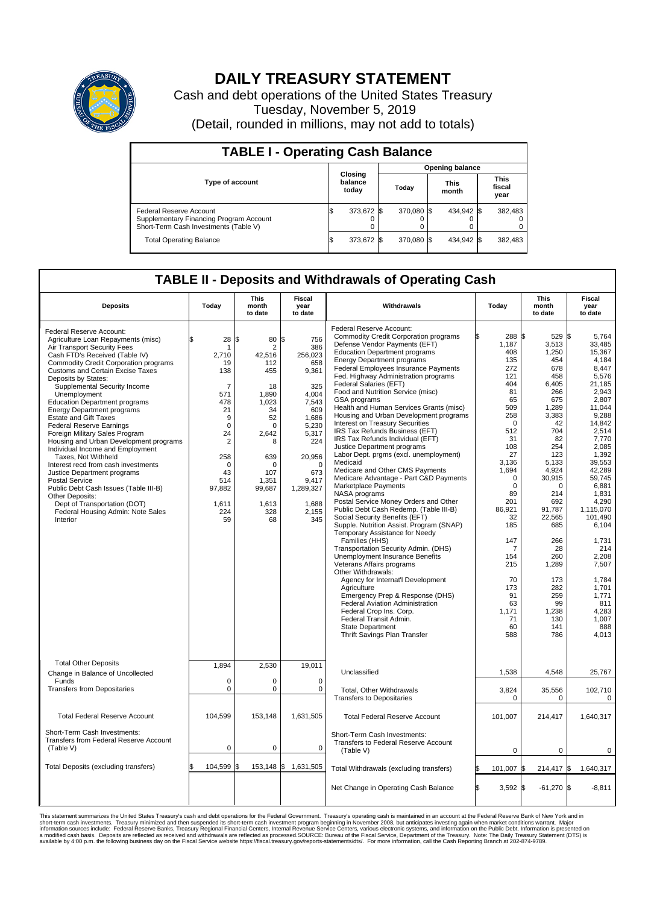# DAILY TREASURY STATEMENT

Cash and debt operations of the United States Treasury
Tuesday, November 5, 2019
(Detail, rounded in millions, may not add to totals)

## TABLE I - Operating Cash Balance

| Type of account | Closing balance today | Opening balance Today | Opening balance This month | Opening balance This fiscal year |
|---|---|---|---|---|
| Federal Reserve Account | $ 373,672 | $ 370,080 | $ 434,942 | $ 382,483 |
| Supplementary Financing Program Account | 0 | 0 | 0 | 0 |
| Short-Term Cash Investments (Table V) | 0 | 0 | 0 | 0 |
| Total Operating Balance | $ 373,672 | $ 370,080 | $ 434,942 | $ 382,483 |

## TABLE II - Deposits and Withdrawals of Operating Cash

| Deposits | Today | This month to date | Fiscal year to date |
|---|---|---|---|
| Federal Reserve Account: | | | |
| Agriculture Loan Repayments (misc) | $ 28 | $ 80 | $ 756 |
| Air Transport Security Fees | 1 | 2 | 386 |
| Cash FTD's Received (Table IV) | 2,710 | 42,516 | 256,023 |
| Commodity Credit Corporation programs | 19 | 112 | 658 |
| Customs and Certain Excise Taxes | 138 | 455 | 9,361 |
| Deposits by States: | | | |
| Supplemental Security Income | 7 | 18 | 325 |
| Unemployment | 571 | 1,890 | 4,004 |
| Education Department programs | 478 | 1,023 | 7,543 |
| Energy Department programs | 21 | 34 | 609 |
| Estate and Gift Taxes | 9 | 52 | 1,686 |
| Federal Reserve Earnings | 0 | 0 | 5,230 |
| Foreign Military Sales Program | 24 | 2,642 | 5,317 |
| Housing and Urban Development programs | 2 | 8 | 224 |
| Individual Income and Employment Taxes, Not Withheld | 258 | 639 | 20,956 |
| Interest recd from cash investments | 0 | 0 | 0 |
| Justice Department programs | 43 | 107 | 673 |
| Postal Service | 514 | 1,351 | 9,417 |
| Public Debt Cash Issues (Table III-B) | 97,882 | 99,687 | 1,289,327 |
| Other Deposits: | | | |
| Dept of Transportation (DOT) | 1,611 | 1,613 | 1,688 |
| Federal Housing Admin: Note Sales | 224 | 328 | 2,155 |
| Interior | 59 | 68 | 345 |
| Total Other Deposits | 1,894 | 2,530 | 19,011 |
| Change in Balance of Uncollected Funds | 0 | 0 | 0 |
| Transfers from Depositaries | 0 | 0 | 0 |
| Total Federal Reserve Account | 104,599 | 153,148 | 1,631,505 |
| Short-Term Cash Investments: Transfers from Federal Reserve Account (Table V) | 0 | 0 | 0 |
| Total Deposits (excluding transfers) | $ 104,599 | $ 153,148 | $ 1,631,505 |

| Withdrawals | Today | This month to date | Fiscal year to date |
|---|---|---|---|
| Federal Reserve Account: | | | |
| Commodity Credit Corporation programs | $ 288 | $ 529 | $ 5,764 |
| Defense Vendor Payments (EFT) | 1,187 | 3,513 | 33,485 |
| Education Department programs | 408 | 1,250 | 15,367 |
| Energy Department programs | 135 | 454 | 4,184 |
| Federal Employees Insurance Payments | 272 | 678 | 8,447 |
| Fed. Highway Administration programs | 121 | 458 | 5,576 |
| Federal Salaries (EFT) | 404 | 6,405 | 21,185 |
| Food and Nutrition Service (misc) | 81 | 266 | 2,943 |
| GSA programs | 65 | 675 | 2,807 |
| Health and Human Services Grants (misc) | 509 | 1,289 | 11,044 |
| Housing and Urban Development programs | 258 | 3,383 | 9,288 |
| Interest on Treasury Securities | 0 | 42 | 14,842 |
| IRS Tax Refunds Business (EFT) | 512 | 704 | 2,514 |
| IRS Tax Refunds Individual (EFT) | 31 | 82 | 7,770 |
| Justice Department programs | 108 | 254 | 2,085 |
| Labor Dept. prgms (excl. unemployment) | 27 | 123 | 1,392 |
| Medicaid | 3,136 | 5,133 | 39,553 |
| Medicare and Other CMS Payments | 1,694 | 4,924 | 42,289 |
| Medicare Advantage - Part C&D Payments | 0 | 30,915 | 59,745 |
| Marketplace Payments | 0 | 0 | 6,881 |
| NASA programs | 89 | 214 | 1,831 |
| Postal Service Money Orders and Other | 201 | 692 | 4,290 |
| Public Debt Cash Redemp. (Table III-B) | 86,921 | 91,787 | 1,115,070 |
| Social Security Benefits (EFT) | 32 | 22,565 | 101,490 |
| Supple. Nutrition Assist. Program (SNAP) | 185 | 685 | 6,104 |
| Temporary Assistance for Needy Families (HHS) | 147 | 266 | 1,731 |
| Transportation Security Admin. (DHS) | 7 | 28 | 214 |
| Unemployment Insurance Benefits | 154 | 260 | 2,208 |
| Veterans Affairs programs | 215 | 1,289 | 7,507 |
| Other Withdrawals: | | | |
| Agency for Internat'l Development | 70 | 173 | 1,784 |
| Agriculture | 173 | 282 | 1,701 |
| Emergency Prep & Response (DHS) | 91 | 259 | 1,771 |
| Federal Aviation Administration | 63 | 99 | 811 |
| Federal Crop Ins. Corp. | 1,171 | 1,238 | 4,283 |
| Federal Transit Admin. | 71 | 130 | 1,007 |
| State Department | 60 | 141 | 888 |
| Thrift Savings Plan Transfer | 588 | 786 | 4,013 |
| Unclassified | 1,538 | 4,548 | 25,767 |
| Total, Other Withdrawals | 3,824 | 35,556 | 102,710 |
| Transfers to Depositaries | 0 | 0 | 0 |
| Total Federal Reserve Account | 101,007 | 214,417 | 1,640,317 |
| Short-Term Cash Investments: Transfers to Federal Reserve Account (Table V) | 0 | 0 | 0 |
| Total Withdrawals (excluding transfers) | $ 101,007 | $ 214,417 | $ 1,640,317 |
| Net Change in Operating Cash Balance | $ 3,592 | $ -61,270 | $ -8,811 |

This statement summarizes the United States Treasury's cash and debt operations for the Federal Government. Treasury's operating cash is maintained in an account at the Federal Reserve Bank of New York and in short-term cash investments. Treasury minimized and then suspended its short-term cash investment program beginning in November 2008, but anticipates investing again when market conditions warrant. Major information sources include: Federal Reserve Banks, Treasury Regional Financial Centers, Internal Revenue Service Centers, various electronic systems, and information on the Public Debt. Information is presented on a modified cash basis. Deposits are reflected as received and withdrawals are reflected as processed.SOURCE: Bureau of the Fiscal Service, Department of the Treasury. Note: The Daily Treasury Statement (DTS) is available by 4:00 p.m. the following business day on the Fiscal Service website https://fiscal.treasury.gov/reports-statements/dts/. For more information, call the Cash Reporting Branch at 202-874-9789.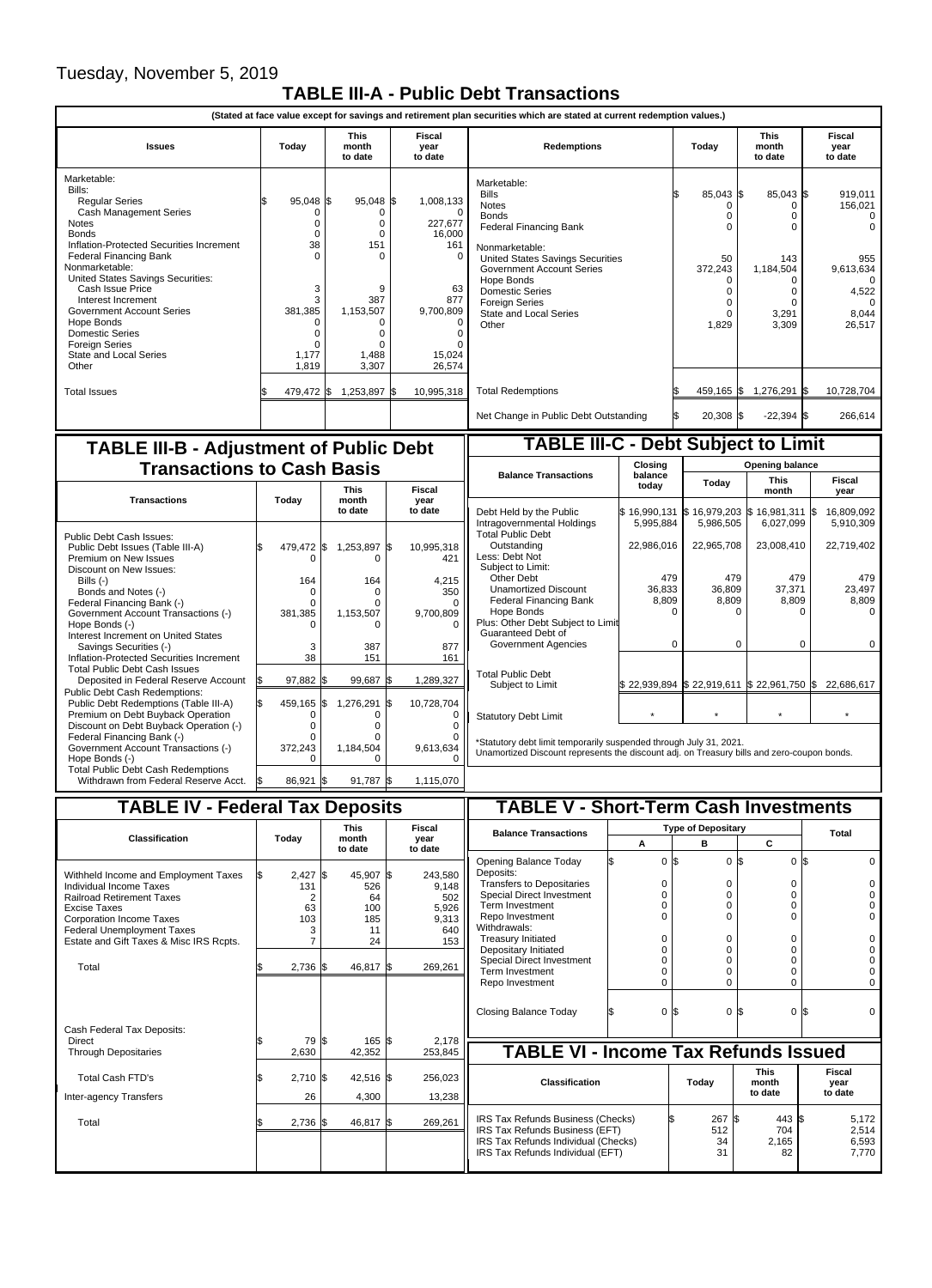Tuesday, November 5, 2019

# TABLE III-A - Public Debt Transactions

(Stated at face value except for savings and retirement plan securities which are stated at current redemption values.)

| Issues | Today | This month to date | Fiscal year to date |
|---|---|---|---|
| Marketable: | | | |
| Bills: | | | |
| Regular Series | $ 95,048 | $ 95,048 | $ 1,008,133 |
| Cash Management Series | 0 | 0 | 0 |
| Notes | 0 | 0 | 227,677 |
| Bonds | 0 | 0 | 16,000 |
| Inflation-Protected Securities Increment | 38 | 151 | 161 |
| Federal Financing Bank | 0 | 0 | 0 |
| Nonmarketable: | | | |
| United States Savings Securities: | | | |
| Cash Issue Price | 3 | 9 | 63 |
| Interest Increment | 3 | 387 | 877 |
| Government Account Series | 381,385 | 1,153,507 | 9,700,809 |
| Hope Bonds | 0 | 0 | 0 |
| Domestic Series | 0 | 0 | 0 |
| Foreign Series | 0 | 0 | 0 |
| State and Local Series | 1,177 | 1,488 | 15,024 |
| Other | 1,819 | 3,307 | 26,574 |
| Total Issues | $ 479,472 | $ 1,253,897 | $ 10,995,318 |

| Redemptions | Today | This month to date | Fiscal year to date |
|---|---|---|---|
| Marketable: | | | |
| Bills | $ 85,043 | $ 85,043 | $ 919,011 |
| Notes | 0 | 0 | 156,021 |
| Bonds | 0 | 0 | 0 |
| Federal Financing Bank | 0 | 0 | 0 |
| Nonmarketable: | | | |
| United States Savings Securities | 50 | 143 | 955 |
| Government Account Series | 372,243 | 1,184,504 | 9,613,634 |
| Hope Bonds | 0 | 0 | 0 |
| Domestic Series | 0 | 0 | 4,522 |
| Foreign Series | 0 | 0 | 0 |
| State and Local Series | 0 | 3,291 | 8,044 |
| Other | 1,829 | 3,309 | 26,517 |
| Total Redemptions | $ 459,165 | $ 1,276,291 | $ 10,728,704 |
| Net Change in Public Debt Outstanding | $ 20,308 | $ -22,394 | $ 266,614 |

# TABLE III-B - Adjustment of Public Debt Transactions to Cash Basis

| Transactions | Today | This month to date | Fiscal year to date |
|---|---|---|---|
| Public Debt Cash Issues: | | | |
| Public Debt Issues (Table III-A) | $ 479,472 | $ 1,253,897 | $ 10,995,318 |
| Premium on New Issues | 0 | 0 | 421 |
| Discount on New Issues: | | | |
| Bills (-) | 164 | 164 | 4,215 |
| Bonds and Notes (-) | 0 | 0 | 350 |
| Federal Financing Bank (-) | 0 | 0 | 0 |
| Government Account Transactions (-) | 381,385 | 1,153,507 | 9,700,809 |
| Hope Bonds (-) | 0 | 0 | 0 |
| Interest Increment on United States Savings Securities (-) | 3 | 387 | 877 |
| Inflation-Protected Securities Increment | 38 | 151 | 161 |
| Total Public Debt Cash Issues Deposited in Federal Reserve Account | $ 97,882 | $ 99,687 | $ 1,289,327 |
| Public Debt Cash Redemptions: | | | |
| Public Debt Redemptions (Table III-A) | $ 459,165 | $ 1,276,291 | $ 10,728,704 |
| Premium on Debt Buyback Operation | 0 | 0 | 0 |
| Discount on Debt Buyback Operation (-) | 0 | 0 | 0 |
| Federal Financing Bank (-) | 0 | 0 | 0 |
| Government Account Transactions (-) | 372,243 | 1,184,504 | 9,613,634 |
| Hope Bonds (-) | 0 | 0 | 0 |
| Total Public Debt Cash Redemptions Withdrawn from Federal Reserve Acct. | $ 86,921 | $ 91,787 | $ 1,115,070 |

# TABLE III-C - Debt Subject to Limit

| Balance Transactions | Closing balance today | Opening balance Today | Opening balance This month | Opening balance Fiscal year |
|---|---|---|---|---|
| Debt Held by the Public | $ 16,990,131 | $ 16,979,203 | $ 16,981,311 | $ 16,809,092 |
| Intragovernmental Holdings | 5,995,884 | 5,986,505 | 6,027,099 | 5,910,309 |
| Total Public Debt Outstanding | 22,986,016 | 22,965,708 | 23,008,410 | 22,719,402 |
| Less: Debt Not Subject to Limit: | | | | |
| Other Debt | 479 | 479 | 479 | 479 |
| Unamortized Discount | 36,833 | 36,809 | 37,371 | 23,497 |
| Federal Financing Bank | 8,809 | 8,809 | 8,809 | 8,809 |
| Hope Bonds | 0 | 0 | 0 | 0 |
| Plus: Other Debt Subject to Limit | | | | |
| Guaranteed Debt of Government Agencies | 0 | 0 | 0 | 0 |
| Total Public Debt Subject to Limit | $ 22,939,894 | $ 22,919,611 | $ 22,961,750 | $ 22,686,617 |
| Statutory Debt Limit | * | * | * | * |

*Statutory debt limit temporarily suspended through July 31, 2021.
Unamortized Discount represents the discount adj. on Treasury bills and zero-coupon bonds.

# TABLE IV - Federal Tax Deposits

| Classification | Today | This month to date | Fiscal year to date |
|---|---|---|---|
| Withheld Income and Employment Taxes | $ 2,427 | $ 45,907 | $ 243,580 |
| Individual Income Taxes | 131 | 526 | 9,148 |
| Railroad Retirement Taxes | 2 | 64 | 502 |
| Excise Taxes | 63 | 100 | 5,926 |
| Corporation Income Taxes | 103 | 185 | 9,313 |
| Federal Unemployment Taxes | 3 | 11 | 640 |
| Estate and Gift Taxes & Misc IRS Rcpts. | 7 | 24 | 153 |
| Total | $ 2,736 | $ 46,817 | $ 269,261 |
| Cash Federal Tax Deposits: | | | |
| Direct | $ 79 | $ 165 | $ 2,178 |
| Through Depositaries | 2,630 | 42,352 | 253,845 |
| Total Cash FTD's | $ 2,710 | $ 42,516 | $ 256,023 |
| Inter-agency Transfers | 26 | 4,300 | 13,238 |
| Total | $ 2,736 | $ 46,817 | $ 269,261 |

# TABLE V - Short-Term Cash Investments

| Balance Transactions | Type of Depositary A | Type of Depositary B | Type of Depositary C | Total |
|---|---|---|---|---|
| Opening Balance Today | $ 0 | $ 0 | $ 0 | $ 0 |
| Deposits: | | | | |
| Transfers to Depositaries | 0 | 0 | 0 | 0 |
| Special Direct Investment | 0 | 0 | 0 | 0 |
| Term Investment | 0 | 0 | 0 | 0 |
| Repo Investment | 0 | 0 | 0 | 0 |
| Withdrawals: | | | | |
| Treasury Initiated | 0 | 0 | 0 | 0 |
| Depositary Initiated | 0 | 0 | 0 | 0 |
| Special Direct Investment | 0 | 0 | 0 | 0 |
| Term Investment | 0 | 0 | 0 | 0 |
| Repo Investment | 0 | 0 | 0 | 0 |
| Closing Balance Today | $ 0 | $ 0 | $ 0 | $ 0 |

# TABLE VI - Income Tax Refunds Issued

| Classification | Today | This month to date | Fiscal year to date |
|---|---|---|---|
| IRS Tax Refunds Business (Checks) | $ 267 | $ 443 | $ 5,172 |
| IRS Tax Refunds Business (EFT) | 512 | 704 | 2,514 |
| IRS Tax Refunds Individual (Checks) | 34 | 2,165 | 6,593 |
| IRS Tax Refunds Individual (EFT) | 31 | 82 | 7,770 |